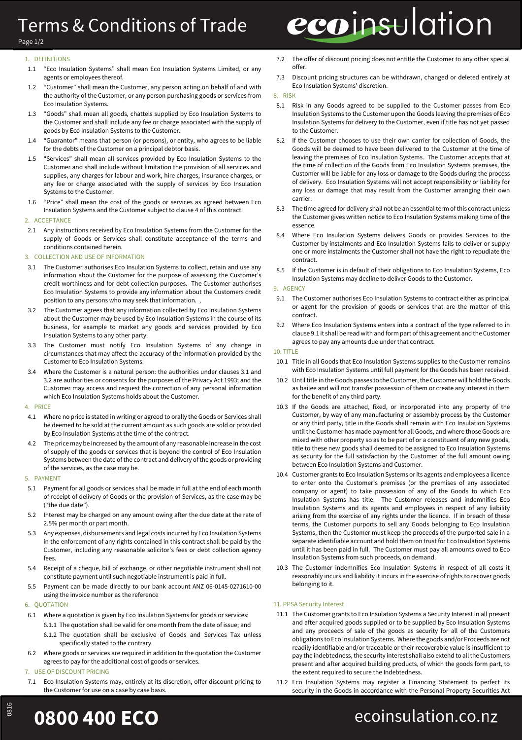# Terms & Conditions of Trade

**eco**insulation

## 1. DEFINITIONS

1.1 "Eco Insulation Systems" shall mean Eco Insulation Systems Limited, or any agents or employees thereof.

1.2 "Customer" shall mean the Customer, any person acting on behalf of and with the authority of the Customer, or any person purchasing goods or services from Eco Insulation Systems.

1.3 "Goods" shall mean all goods, chattels supplied by Eco Insulation Systems to the Customer and shall include any fee or charge associated with the supply of goods by Eco Insulation Systems to the Customer.

1.4 "Guarantor" means that person (or persons), or entity, who agrees to be liable for the debts of the Customer on a principal debtor basis.

1.5 "Services" shall mean all services provided by Eco Insulation Systems to the Customer and shall include without limitation the provision of all services and supplies, any charges for labour and work, hire charges, insurance charges, or any fee or charge associated with the supply of services by Eco Insulation Systems to the Customer.

1.6 "Price" shall mean the cost of the goods or services as agreed between Eco Insulation Systems and the Customer subject to clause 4 of this contract.

## 2. ACCEPTANCE

2.1 Any instructions received by Eco Insulation Systems from the Customer for the supply of Goods or Services shall constitute acceptance of the terms and conditions contained herein.

## 3. COLLECTION AND USE OF INFORMATION

3.1 The Customer authorises Eco Insulation Systems to collect, retain and use any information about the Customer for the purpose of assessing the Customer's credit worthiness and for debt collection purposes. The Customer authorises Eco Insulation Systems to provide any information about the Customers credit position to any persons who may seek that information. ,

3.2 The Customer agrees that any information collected by Eco Insulation Systems about the Customer may be used by Eco Insulation Systems in the course of its business, for example to market any goods and services provided by Eco Insulation Systems to any other party.

3.3 The Customer must notify Eco Insulation Systems of any change in circumstances that may affect the accuracy of the information provided by the Customer to Eco Insulation Systems.

3.4 Where the Customer is a natural person: the authorities under clauses 3.1 and 3.2 are authorities or consents for the purposes of the Privacy Act 1993; and the Customer may access and request the correction of any personal information which Eco Insulation Systems holds about the Customer.

## 4. PRICE

4.1 Where no price is stated in writing or agreed to orally the Goods or Services shall be deemed to be sold at the current amount as such goods are sold or provided by Eco Insulation Systems at the time of the contract.

4.2 The price may be increased by the amount of any reasonable increase in the cost of supply of the goods or services that is beyond the control of Eco Insulation Systems between the date of the contract and delivery of the goods or providing of the services, as the case may be.

## 5. PAYMENT

5.1 Payment for all goods or services shall be made in full at the end of each month of receipt of delivery of Goods or the provision of Services, as the case may be ("the due date").

5.2 Interest may be charged on any amount owing after the due date at the rate of 2.5% per month or part month.

5.3 Any expenses, disbursements and legal costs incurred by Eco Insulation Systems in the enforcement of any rights contained in this contract shall be paid by the Customer, including any reasonable solicitor's fees or debt collection agency fees.

5.4 Receipt of a cheque, bill of exchange, or other negotiable instrument shall not constitute payment until such negotiable instrument is paid in full.

5.5 Payment can be made directly to our bank account ANZ 06-0145-0271610-00 using the invoice number as the reference

## 6. QUOTATION

6.1 Where a quotation is given by Eco Insulation Systems for goods or services:

6.1.1 The quotation shall be valid for one month from the date of issue; and

6.1.2 The quotation shall be exclusive of Goods and Services Tax unless specifically stated to the contrary.

6.2 Where goods or services are required in addition to the quotation the Customer agrees to pay for the additional cost of goods or services.

## 7. USE OF DISCOUNT PRICING

7.1 Eco Insulation Systems may, entirely at its discretion, offer discount pricing to the Customer for use on a case by case basis.

7.2 The offer of discount pricing does not entitle the Customer to any other special offer.

7.3 Discount pricing structures can be withdrawn, changed or deleted entirely at Eco Insulation Systems' discretion.

## 8. RISK

8.1 Risk in any Goods agreed to be supplied to the Customer passes from Eco Insulation Systems to the Customer upon the Goods leaving the premises of Eco Insulation Systems for delivery to the Customer, even if title has not yet passed to the Customer.

8.2 If the Customer chooses to use their own carrier for collection of Goods, the Goods will be deemed to have been delivered to the Customer at the time of leaving the premises of Eco Insulation Systems. The Customer accepts that at the time of collection of the Goods from Eco Insulation Systems premises, the Customer will be liable for any loss or damage to the Goods during the process of delivery. Eco Insulation Systems will not accept responsibility or liability for any loss or damage that may result from the Customer arranging their own carrier.

8.3 The time agreed for delivery shall not be an essential term of this contract unless the Customer gives written notice to Eco Insulation Systems making time of the essence.

8.4 Where Eco Insulation Systems delivers Goods or provides Services to the Customer by instalments and Eco Insulation Systems fails to deliver or supply one or more instalments the Customer shall not have the right to repudiate the contract.

8.5 If the Customer is in default of their obligations to Eco Insulation Systems, Eco Insulation Systems may decline to deliver Goods to the Customer.

## 9. AGENCY

9.1 The Customer authorises Eco Insulation Systems to contract either as principal or agent for the provision of goods or services that are the matter of this contract.

9.2 Where Eco Insulation Systems enters into a contract of the type referred to in clause 9.1 it shall be read with and form part of this agreement and the Customer agrees to pay any amounts due under that contract.

## 10. TITLE

10.1 Title in all Goods that Eco Insulation Systems supplies to the Customer remains with Eco Insulation Systems until full payment for the Goods has been received.

10.2 Until title in the Goods passes to the Customer, the Customer will hold the Goods as bailee and will not transfer possession of them or create any interest in them for the benefit of any third party.

10.3 If the Goods are attached, fixed, or incorporated into any property of the Customer, by way of any manufacturing or assembly process by the Customer or any third party, title in the Goods shall remain with Eco Insulation Systems until the Customer has made payment for all Goods, and where those Goods are mixed with other property so as to be part of or a constituent of any new goods, title to these new goods shall deemed to be assigned to Eco Insulation Systems as security for the full satisfaction by the Customer of the full amount owing between Eco Insulation Systems and Customer.

10.4 Customer grants to Eco Insulation Systems or its agents and employees a licence to enter onto the Customer's premises (or the premises of any associated company or agent) to take possession of any of the Goods to which Eco Insulation Systems has title. The Customer releases and indemnifies Eco Insulation Systems and its agents and employees in respect of any liability arising from the exercise of any rights under the licence. If in breach of these terms, the Customer purports to sell any Goods belonging to Eco Insulation Systems, then the Customer must keep the proceeds of the purported sale in a separate identifiable account and hold them on trust for Eco Insulation Systems until it has been paid in full. The Customer must pay all amounts owed to Eco Insulation Systems from such proceeds, on demand.

10.3 The Customer indemnifies Eco Insulation Systems in respect of all costs it reasonably incurs and liability it incurs in the exercise of rights to recover goods belonging to it.

## 11. PPSA Security Interest

11.1 The Customer grants to Eco Insulation Systems a Security Interest in all present and after acquired goods supplied or to be supplied by Eco Insulation Systems and any proceeds of sale of the goods as security for all of the Customers obligations to Eco Insulation Systems. Where the goods and/or Proceeds are not readily identifiable and/or traceable or their recoverable value is insufficient to pay the indebtedness, the security interest shall also extend to all the Customers present and after acquired building products, of which the goods form part, to the extent required to secure the Indebtedness.

11.2 Eco Insulation Systems may register a Financing Statement to perfect its security in the Goods in accordance with the Personal Property Securities Act

**0800 400 ECO** ecoinsulation.co.nz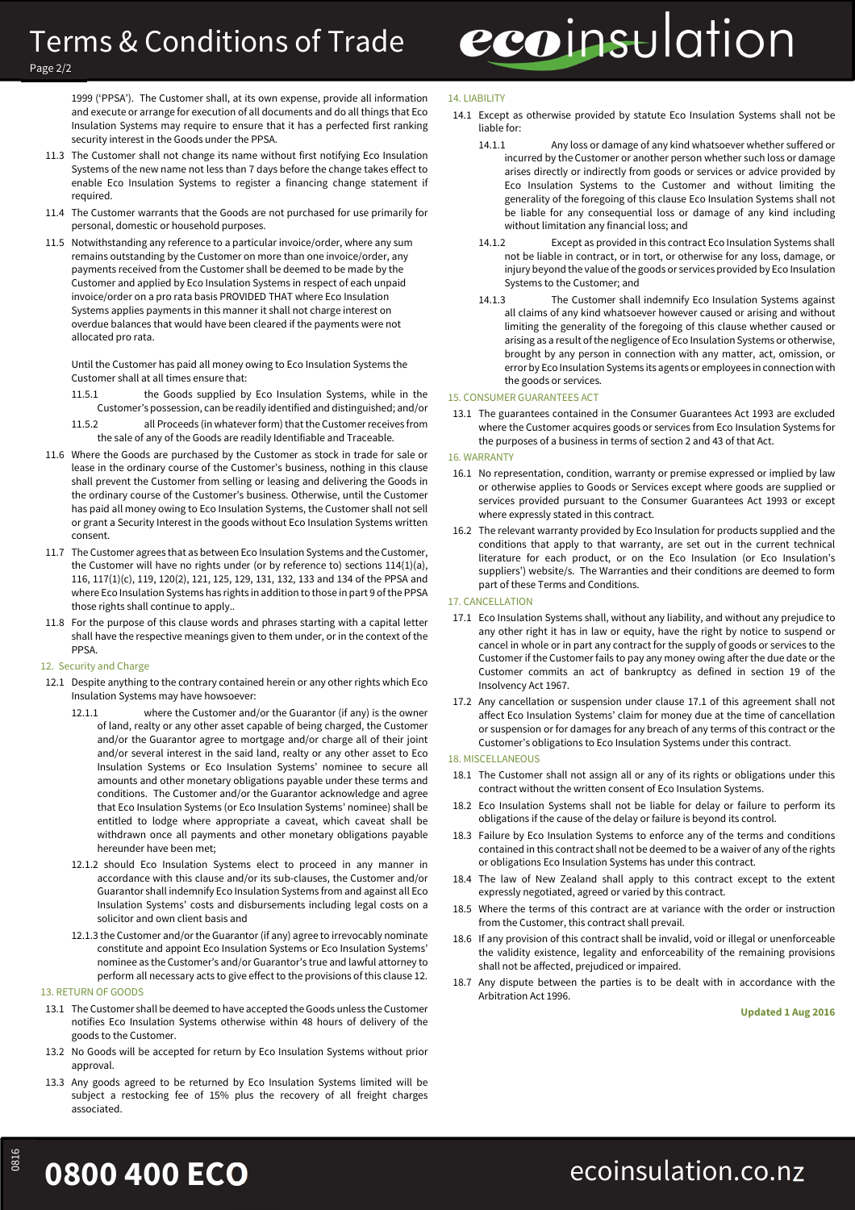1999 ('PPSA'). The Customer shall, at its own expense, provide all information and execute or arrange for execution of all documents and do all things that Eco Insulation Systems may require to ensure that it has a perfected first ranking security interest in the Goods under the PPSA.

11.3 The Customer shall not change its name without first notifying Eco Insulation Systems of the new name not less than 7 days before the change takes effect to enable Eco Insulation Systems to register a financing change statement if required.

11.4 The Customer warrants that the Goods are not purchased for use primarily for personal, domestic or household purposes.

11.5 Notwithstanding any reference to a particular invoice/order, where any sum remains outstanding by the Customer on more than one invoice/order, any payments received from the Customer shall be deemed to be made by the Customer and applied by Eco Insulation Systems in respect of each unpaid invoice/order on a pro rata basis PROVIDED THAT where Eco Insulation Systems applies payments in this manner it shall not charge interest on overdue balances that would have been cleared if the payments were not allocated pro rata.

Until the Customer has paid all money owing to Eco Insulation Systems the Customer shall at all times ensure that:

11.5.1 the Goods supplied by Eco Insulation Systems, while in the Customer's possession, can be readily identified and distinguished; and/or

11.5.2 all Proceeds (in whatever form) that the Customer receives from the sale of any of the Goods are readily Identifiable and Traceable.

11.6 Where the Goods are purchased by the Customer as stock in trade for sale or lease in the ordinary course of the Customer's business, nothing in this clause shall prevent the Customer from selling or leasing and delivering the Goods in the ordinary course of the Customer's business. Otherwise, until the Customer has paid all money owing to Eco Insulation Systems, the Customer shall not sell or grant a Security Interest in the goods without Eco Insulation Systems written consent.

11.7 The Customer agrees that as between Eco Insulation Systems and the Customer, the Customer will have no rights under (or by reference to) sections 114(1)(a), 116, 117(1)(c), 119, 120(2), 121, 125, 129, 131, 132, 133 and 134 of the PPSA and where Eco Insulation Systems has rights in addition to those in part 9 of the PPSA those rights shall continue to apply..

11.8 For the purpose of this clause words and phrases starting with a capital letter shall have the respective meanings given to them under, or in the context of the PPSA.

## 12. Security and Charge

12.1 Despite anything to the contrary contained herein or any other rights which Eco Insulation Systems may have howsoever:

12.1.1 where the Customer and/or the Guarantor (if any) is the owner of land, realty or any other asset capable of being charged, the Customer and/or the Guarantor agree to mortgage and/or charge all of their joint and/or several interest in the said land, realty or any other asset to Eco Insulation Systems or Eco Insulation Systems' nominee to secure all amounts and other monetary obligations payable under these terms and conditions. The Customer and/or the Guarantor acknowledge and agree that Eco Insulation Systems (or Eco Insulation Systems' nominee) shall be entitled to lodge where appropriate a caveat, which caveat shall be withdrawn once all payments and other monetary obligations payable hereunder have been met;

12.1.2 should Eco Insulation Systems elect to proceed in any manner in accordance with this clause and/or its sub-clauses, the Customer and/or Guarantor shall indemnify Eco Insulation Systems from and against all Eco Insulation Systems' costs and disbursements including legal costs on a solicitor and own client basis and

12.1.3 the Customer and/or the Guarantor (if any) agree to irrevocably nominate constitute and appoint Eco Insulation Systems or Eco Insulation Systems' nominee as the Customer's and/or Guarantor's true and lawful attorney to perform all necessary acts to give effect to the provisions of this clause 12.

## 13. RETURN OF GOODS

13.1 The Customer shall be deemed to have accepted the Goods unless the Customer notifies Eco Insulation Systems otherwise within 48 hours of delivery of the goods to the Customer.

13.2 No Goods will be accepted for return by Eco Insulation Systems without prior approval.

13.3 Any goods agreed to be returned by Eco Insulation Systems limited will be subject a restocking fee of 15% plus the recovery of all freight charges associated.

## 14. LIABILITY

14.1 Except as otherwise provided by statute Eco Insulation Systems shall not be liable for:

14.1.1 Any loss or damage of any kind whatsoever whether suffered or incurred by the Customer or another person whether such loss or damage arises directly or indirectly from goods or services or advice provided by Eco Insulation Systems to the Customer and without limiting the generality of the foregoing of this clause Eco Insulation Systems shall not be liable for any consequential loss or damage of any kind including without limitation any financial loss; and

14.1.2 Except as provided in this contract Eco Insulation Systems shall not be liable in contract, or in tort, or otherwise for any loss, damage, or injury beyond the value of the goods or services provided by Eco Insulation Systems to the Customer; and

14.1.3 The Customer shall indemnify Eco Insulation Systems against all claims of any kind whatsoever however caused or arising and without limiting the generality of the foregoing of this clause whether caused or arising as a result of the negligence of Eco Insulation Systems or otherwise, brought by any person in connection with any matter, act, omission, or error by Eco Insulation Systems its agents or employees in connection with the goods or services.

## 15. CONSUMER GUARANTEES ACT

13.1 The guarantees contained in the Consumer Guarantees Act 1993 are excluded where the Customer acquires goods or services from Eco Insulation Systems for the purposes of a business in terms of section 2 and 43 of that Act.

## 16. WARRANTY

16.1 No representation, condition, warranty or premise expressed or implied by law or otherwise applies to Goods or Services except where goods are supplied or services provided pursuant to the Consumer Guarantees Act 1993 or except where expressly stated in this contract.

16.2 The relevant warranty provided by Eco Insulation for products supplied and the conditions that apply to that warranty, are set out in the current technical literature for each product, or on the Eco Insulation (or Eco Insulation's suppliers') website/s. The Warranties and their conditions are deemed to form part of these Terms and Conditions.

## 17. CANCELLATION

17.1 Eco Insulation Systems shall, without any liability, and without any prejudice to any other right it has in law or equity, have the right by notice to suspend or cancel in whole or in part any contract for the supply of goods or services to the Customer if the Customer fails to pay any money owing after the due date or the Customer commits an act of bankruptcy as defined in section 19 of the Insolvency Act 1967.

17.2 Any cancellation or suspension under clause 17.1 of this agreement shall not affect Eco Insulation Systems' claim for money due at the time of cancellation or suspension or for damages for any breach of any terms of this contract or the Customer's obligations to Eco Insulation Systems under this contract.

## 18. MISCELLANEOUS

18.1 The Customer shall not assign all or any of its rights or obligations under this contract without the written consent of Eco Insulation Systems.

18.2 Eco Insulation Systems shall not be liable for delay or failure to perform its obligations if the cause of the delay or failure is beyond its control.

18.3 Failure by Eco Insulation Systems to enforce any of the terms and conditions contained in this contract shall not be deemed to be a waiver of any of the rights or obligations Eco Insulation Systems has under this contract.

18.4 The law of New Zealand shall apply to this contract except to the extent expressly negotiated, agreed or varied by this contract.

18.5 Where the terms of this contract are at variance with the order or instruction from the Customer, this contract shall prevail.

18.6 If any provision of this contract shall be invalid, void or illegal or unenforceable the validity existence, legality and enforceability of the remaining provisions shall not be affected, prejudiced or impaired.

18.7 Any dispute between the parties is to be dealt with in accordance with the Arbitration Act 1996.

**Updated 1 Aug 2016**